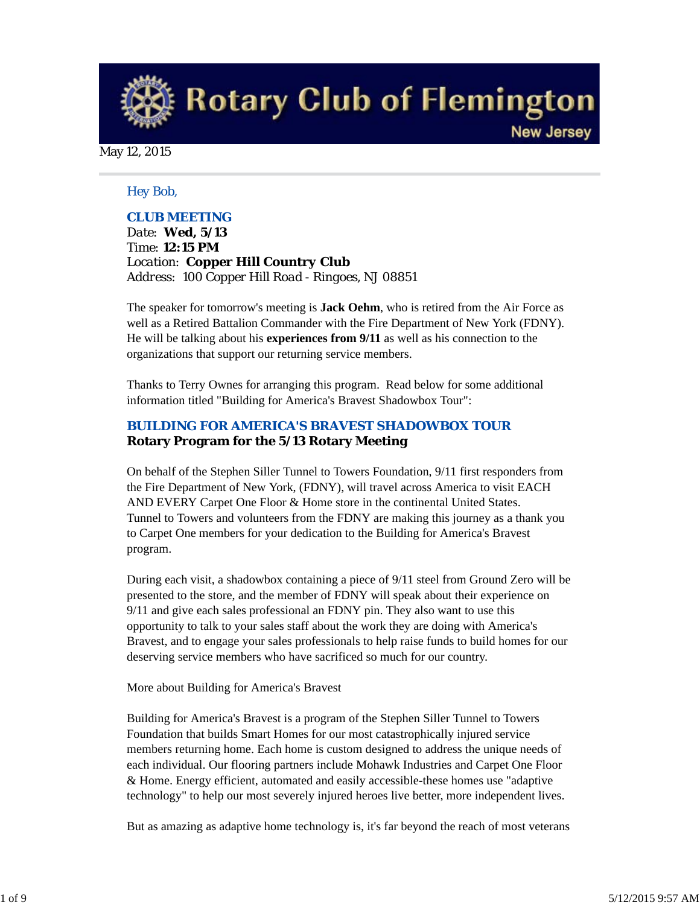# Rotary Club of Flemington

New Jersey

May 12, 2015

Hey Bob,

**CLUB MEETING**

Date: **Wed, 5/13**
Time: **12:15 PM**
Location: **Copper Hill Country Club**
Address: 100 Copper Hill Road - Ringoes, NJ 08851

The speaker for tomorrow's meeting is **Jack Oehm**, who is retired from the Air Force as well as a Retired Battalion Commander with the Fire Department of New York (FDNY). He will be talking about his **experiences from 9/11** as well as his connection to the organizations that support our returning service members.

Thanks to Terry Ownes for arranging this program. Read below for some additional information titled "Building for America's Bravest Shadowbox Tour":

**BUILDING FOR AMERICA'S BRAVEST SHADOWBOX TOUR**

**Rotary Program for the 5/13 Rotary Meeting**

On behalf of the Stephen Siller Tunnel to Towers Foundation, 9/11 first responders from the Fire Department of New York, (FDNY), will travel across America to visit EACH AND EVERY Carpet One Floor & Home store in the continental United States. Tunnel to Towers and volunteers from the FDNY are making this journey as a thank you to Carpet One members for your dedication to the Building for America's Bravest program.

During each visit, a shadowbox containing a piece of 9/11 steel from Ground Zero will be presented to the store, and the member of FDNY will speak about their experience on 9/11 and give each sales professional an FDNY pin. They also want to use this opportunity to talk to your sales staff about the work they are doing with America's Bravest, and to engage your sales professionals to help raise funds to build homes for our deserving service members who have sacrificed so much for our country.

More about Building for America's Bravest

Building for America's Bravest is a program of the Stephen Siller Tunnel to Towers Foundation that builds Smart Homes for our most catastrophically injured service members returning home. Each home is custom designed to address the unique needs of each individual. Our flooring partners include Mohawk Industries and Carpet One Floor & Home. Energy efficient, automated and easily accessible-these homes use "adaptive technology" to help our most severely injured heroes live better, more independent lives.

But as amazing as adaptive home technology is, it's far beyond the reach of most veterans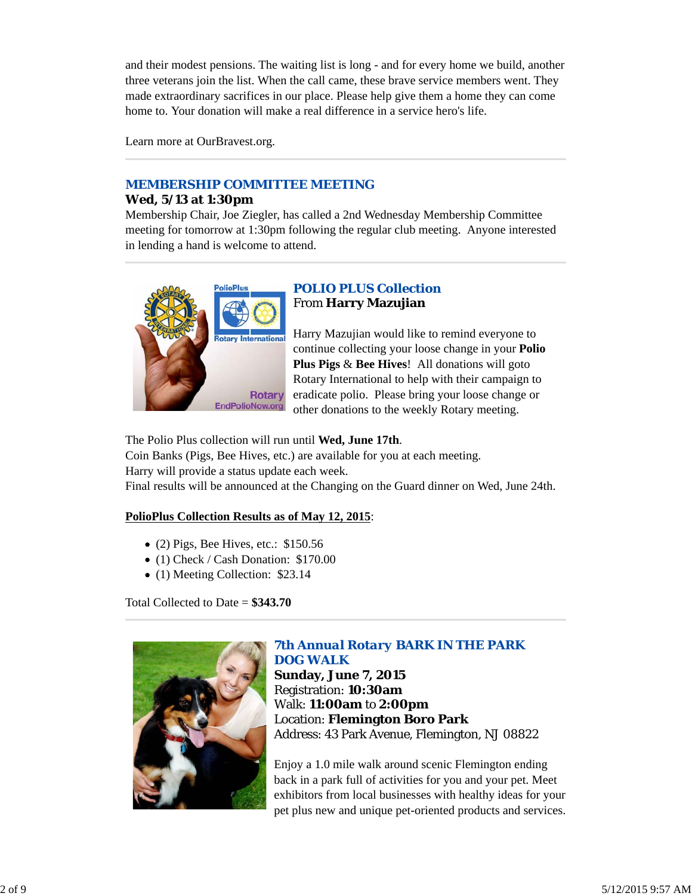and their modest pensions. The waiting list is long - and for every home we build, another three veterans join the list. When the call came, these brave service members went. They made extraordinary sacrifices in our place. Please help give them a home they can come home to. Your donation will make a real difference in a service hero's life.

Learn more at OurBravest.org.

---

## MEMBERSHIP COMMITTEE MEETING

**Wed, 5/13 at 1:30pm**

Membership Chair, Joe Ziegler, has called a 2nd Wednesday Membership Committee meeting for tomorrow at 1:30pm following the regular club meeting. Anyone interested in lending a hand is welcome to attend.

---

## POLIO PLUS Collection

From **Harry Mazujian**

Harry Mazujian would like to remind everyone to continue collecting your loose change in your **Polio Plus Pigs** & **Bee Hives**! All donations will goto Rotary International to help with their campaign to eradicate polio. Please bring your loose change or other donations to the weekly Rotary meeting.

The Polio Plus collection will run until **Wed, June 17th**.
Coin Banks (Pigs, Bee Hives, etc.) are available for you at each meeting.
Harry will provide a status update each week.
Final results will be announced at the Changing on the Guard dinner on Wed, June 24th.

**PolioPlus Collection Results as of May 12, 2015**:

- (2) Pigs, Bee Hives, etc.: $150.56
- (1) Check / Cash Donation: $170.00
- (1) Meeting Collection: $23.14

Total Collected to Date = **$343.70**

---

## 7th Annual Rotary BARK IN THE PARK DOG WALK

**Sunday, June 7, 2015**
Registration: **10:30am**
Walk: **11:00am** to **2:00pm**
Location: **Flemington Boro Park**
Address: 43 Park Avenue, Flemington, NJ 08822

Enjoy a 1.0 mile walk around scenic Flemington ending back in a park full of activities for you and your pet. Meet exhibitors from local businesses with healthy ideas for your pet plus new and unique pet-oriented products and services.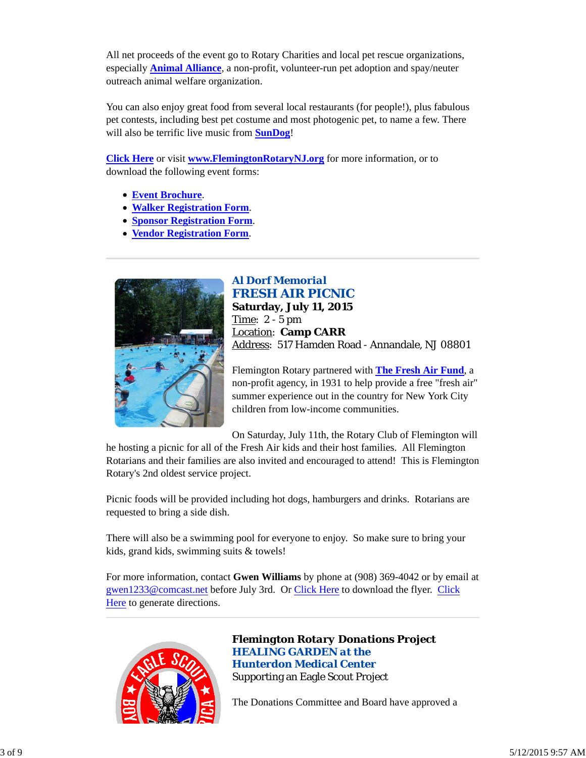All net proceeds of the event go to Rotary Charities and local pet rescue organizations, especially **Animal Alliance**, a non-profit, volunteer-run pet adoption and spay/neuter outreach animal welfare organization.

You can also enjoy great food from several local restaurants (for people!), plus fabulous pet contests, including best pet costume and most photogenic pet, to name a few. There will also be terrific live music from **SunDog**!

**Click Here** or visit **www.FlemingtonRotaryNJ.org** for more information, or to download the following event forms:

- **Event Brochure**.
- **Walker Registration Form**.
- **Sponsor Registration Form**.
- **Vendor Registration Form**.

---

## Al Dorf Memorial
## FRESH AIR PICNIC

**Saturday, July 11, 2015**
Time: 2 - 5 pm
Location: **Camp CARR**
Address: 517 Hamden Road - Annandale, NJ 08801

Flemington Rotary partnered with **The Fresh Air Fund**, a non-profit agency, in 1931 to help provide a free "fresh air" summer experience out in the country for New York City children from low-income communities.

On Saturday, July 11th, the Rotary Club of Flemington will he hosting a picnic for all of the Fresh Air kids and their host families. All Flemington Rotarians and their families are also invited and encouraged to attend! This is Flemington Rotary's 2nd oldest service project.

Picnic foods will be provided including hot dogs, hamburgers and drinks. Rotarians are requested to bring a side dish.

There will also be a swimming pool for everyone to enjoy. So make sure to bring your kids, grand kids, swimming suits & towels!

For more information, contact **Gwen Williams** by phone at (908) 369-4042 or by email at gwen1233@comcast.net before July 3rd. Or Click Here to download the flyer. Click Here to generate directions.

---

**Flemington Rotary Donations Project**

## HEALING GARDEN at the Hunterdon Medical Center

Supporting an Eagle Scout Project

The Donations Committee and Board have approved a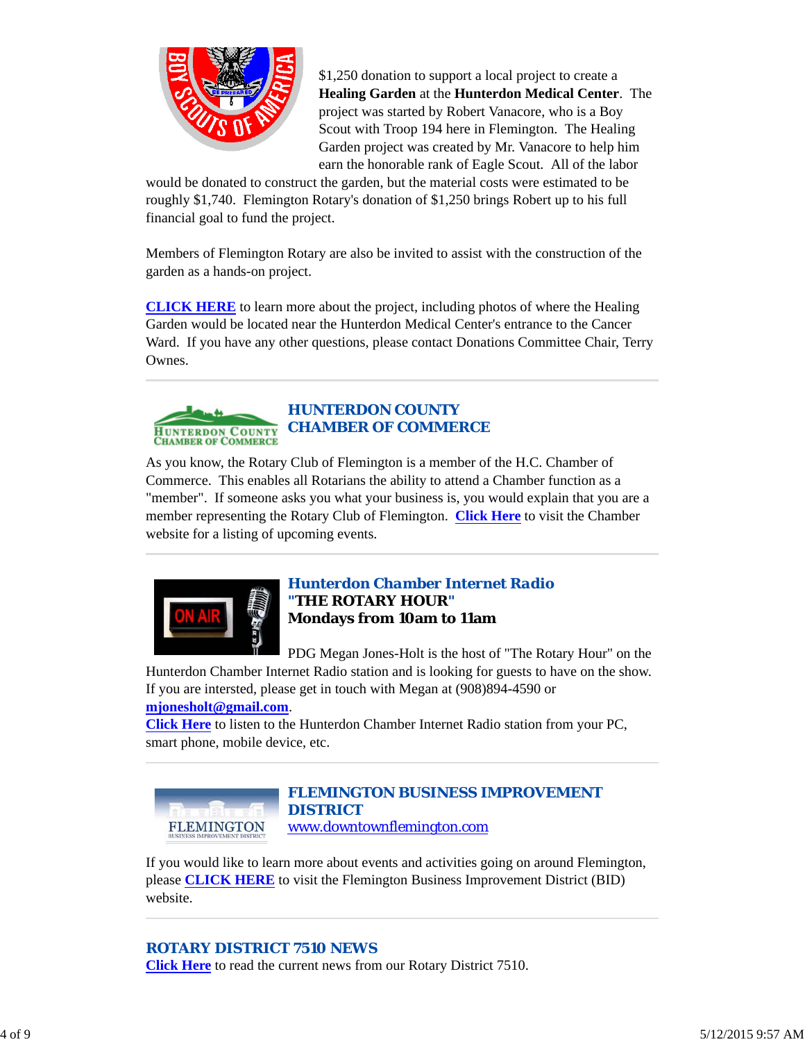$1,250 donation to support a local project to create a **Healing Garden** at the **Hunterdon Medical Center**. The project was started by Robert Vanacore, who is a Boy Scout with Troop 194 here in Flemington. The Healing Garden project was created by Mr. Vanacore to help him earn the honorable rank of Eagle Scout. All of the labor would be donated to construct the garden, but the material costs were estimated to be roughly $1,740. Flemington Rotary's donation of $1,250 brings Robert up to his full financial goal to fund the project.

Members of Flemington Rotary are also invited to assist with the construction of the garden as a hands-on project.

**CLICK HERE** to learn more about the project, including photos of where the Healing Garden would be located near the Hunterdon Medical Center's entrance to the Cancer Ward. If you have any other questions, please contact Donations Committee Chair, Terry Ownes.

---

## HUNTERDON COUNTY CHAMBER OF COMMERCE

As you know, the Rotary Club of Flemington is a member of the H.C. Chamber of Commerce. This enables all Rotarians the ability to attend a Chamber function as a "member". If someone asks you what your business is, you would explain that you are a member representing the Rotary Club of Flemington. **Click Here** to visit the Chamber website for a listing of upcoming events.

---

## *Hunterdon Chamber Internet Radio*
### "THE ROTARY HOUR"
### Mondays from 10am to 11am

PDG Megan Jones-Holt is the host of "The Rotary Hour" on the Hunterdon Chamber Internet Radio station and is looking for guests to have on the show. If you are intersted, please get in touch with Megan at (908)894-4590 or **mjonesholt@gmail.com**.
**Click Here** to listen to the Hunterdon Chamber Internet Radio station from your PC, smart phone, mobile device, etc.

---

## FLEMINGTON BUSINESS IMPROVEMENT DISTRICT

www.downtownflemington.com

If you would like to learn more about events and activities going on around Flemington, please **CLICK HERE** to visit the Flemington Business Improvement District (BID) website.

---

## ROTARY DISTRICT 7510 NEWS

**Click Here** to read the current news from our Rotary District 7510.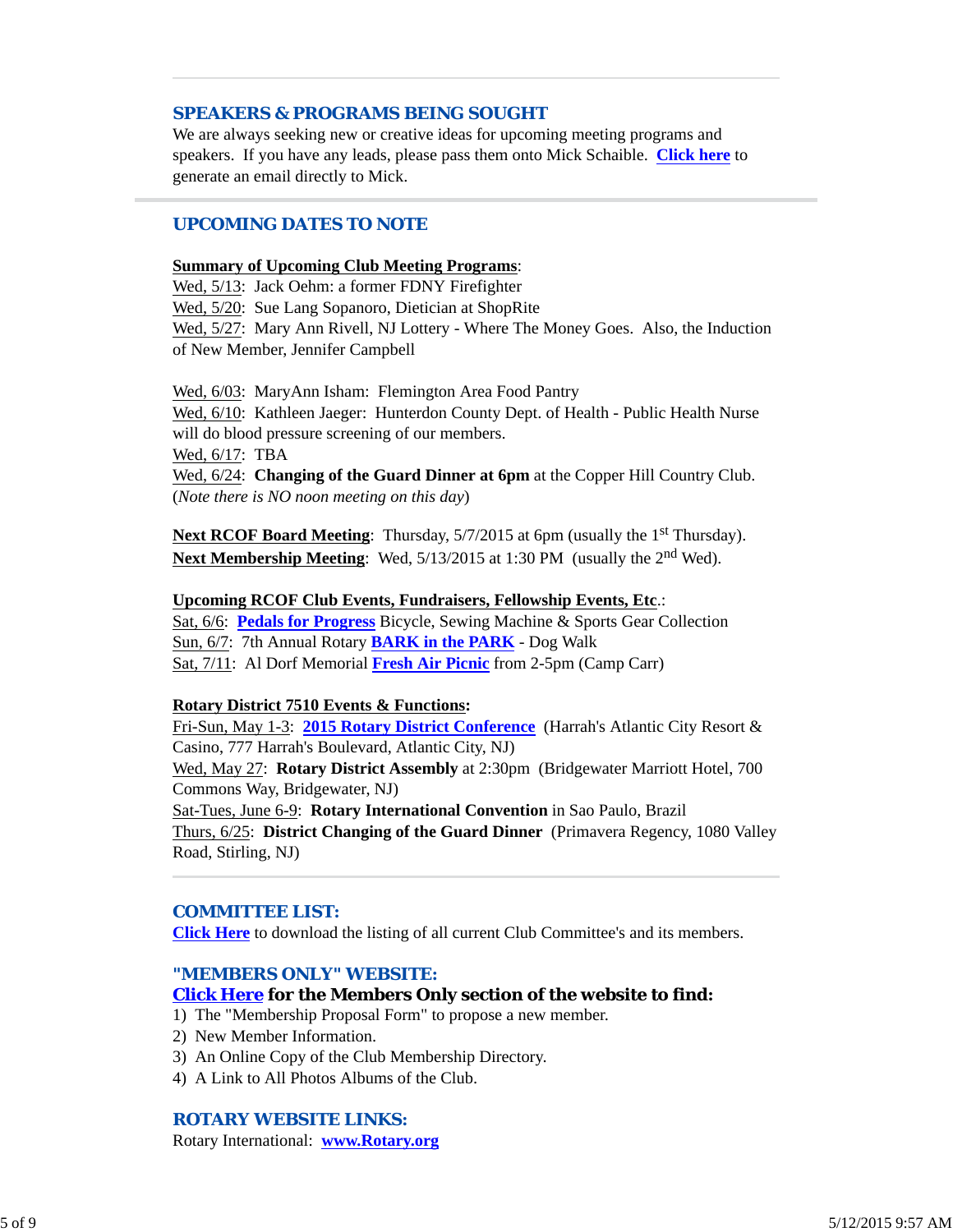## SPEAKERS & PROGRAMS BEING SOUGHT

We are always seeking new or creative ideas for upcoming meeting programs and speakers. If you have any leads, please pass them onto Mick Schaible. **Click here** to generate an email directly to Mick.

## UPCOMING DATES TO NOTE

**Summary of Upcoming Club Meeting Programs**:
Wed, 5/13: Jack Oehm: a former FDNY Firefighter
Wed, 5/20: Sue Lang Sopanoro, Dietician at ShopRite
Wed, 5/27: Mary Ann Rivell, NJ Lottery - Where The Money Goes. Also, the Induction of New Member, Jennifer Campbell

Wed, 6/03: MaryAnn Isham: Flemington Area Food Pantry
Wed, 6/10: Kathleen Jaeger: Hunterdon County Dept. of Health - Public Health Nurse will do blood pressure screening of our members.
Wed, 6/17: TBA
Wed, 6/24: **Changing of the Guard Dinner at 6pm** at the Copper Hill Country Club. (*Note there is NO noon meeting on this day*)

**Next RCOF Board Meeting**: Thursday, 5/7/2015 at 6pm (usually the 1st Thursday).
**Next Membership Meeting**: Wed, 5/13/2015 at 1:30 PM (usually the 2nd Wed).

**Upcoming RCOF Club Events, Fundraisers, Fellowship Events, Etc.**:
Sat, 6/6: **Pedals for Progress** Bicycle, Sewing Machine & Sports Gear Collection
Sun, 6/7: 7th Annual Rotary **BARK in the PARK** - Dog Walk
Sat, 7/11: Al Dorf Memorial **Fresh Air Picnic** from 2-5pm (Camp Carr)

**Rotary District 7510 Events & Functions:**
Fri-Sun, May 1-3: **2015 Rotary District Conference** (Harrah's Atlantic City Resort & Casino, 777 Harrah's Boulevard, Atlantic City, NJ)
Wed, May 27: **Rotary District Assembly** at 2:30pm (Bridgewater Marriott Hotel, 700 Commons Way, Bridgewater, NJ)
Sat-Tues, June 6-9: **Rotary International Convention** in Sao Paulo, Brazil
Thurs, 6/25: **District Changing of the Guard Dinner** (Primavera Regency, 1080 Valley Road, Stirling, NJ)

## COMMITTEE LIST:

**Click Here** to download the listing of all current Club Committee's and its members.

## "MEMBERS ONLY" WEBSITE:

**Click Here for the Members Only section of the website to find:**

1) The "Membership Proposal Form" to propose a new member.
2) New Member Information.
3) An Online Copy of the Club Membership Directory.
4) A Link to All Photos Albums of the Club.

## ROTARY WEBSITE LINKS:

Rotary International: **www.Rotary.org**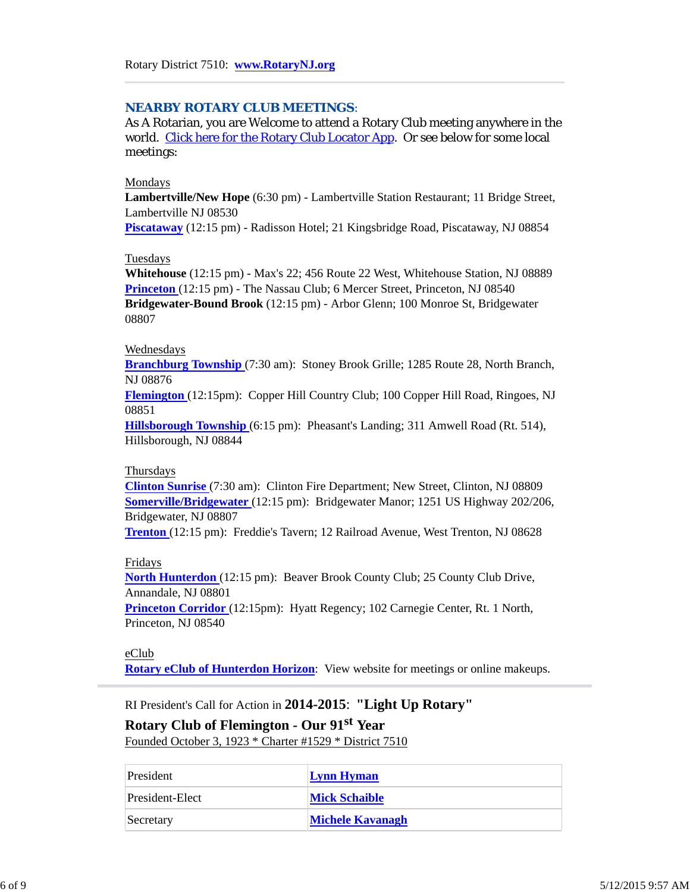Rotary District 7510: **www.RotaryNJ.org**

---

## NEARBY ROTARY CLUB MEETINGS:

As A Rotarian, you are Welcome to attend a Rotary Club meeting anywhere in the world. Click here for the Rotary Club Locator App. Or see below for some local meetings:

Mondays
**Lambertville/New Hope** (6:30 pm) - Lambertville Station Restaurant; 11 Bridge Street, Lambertville NJ 08530
**Piscataway** (12:15 pm) - Radisson Hotel; 21 Kingsbridge Road, Piscataway, NJ 08854

Tuesdays
**Whitehouse** (12:15 pm) - Max's 22; 456 Route 22 West, Whitehouse Station, NJ 08889
**Princeton** (12:15 pm) - The Nassau Club; 6 Mercer Street, Princeton, NJ 08540
**Bridgewater-Bound Brook** (12:15 pm) - Arbor Glenn; 100 Monroe St, Bridgewater 08807

Wednesdays
**Branchburg Township** (7:30 am): Stoney Brook Grille; 1285 Route 28, North Branch, NJ 08876
**Flemington** (12:15pm): Copper Hill Country Club; 100 Copper Hill Road, Ringoes, NJ 08851
**Hillsborough Township** (6:15 pm): Pheasant's Landing; 311 Amwell Road (Rt. 514), Hillsborough, NJ 08844

Thursdays
**Clinton Sunrise** (7:30 am): Clinton Fire Department; New Street, Clinton, NJ 08809
**Somerville/Bridgewater** (12:15 pm): Bridgewater Manor; 1251 US Highway 202/206, Bridgewater, NJ 08807
**Trenton** (12:15 pm): Freddie's Tavern; 12 Railroad Avenue, West Trenton, NJ 08628

Fridays
**North Hunterdon** (12:15 pm): Beaver Brook County Club; 25 County Club Drive, Annandale, NJ 08801
**Princeton Corridor** (12:15pm): Hyatt Regency; 102 Carnegie Center, Rt. 1 North, Princeton, NJ 08540

eClub
**Rotary eClub of Hunterdon Horizon**: View website for meetings or online makeups.

---

RI President's Call for Action in **2014-2015**: **"Light Up Rotary"**

**Rotary Club of Flemington - Our 91st Year**

Founded October 3, 1923 * Charter #1529 * District 7510

| | |
|---|---|
| President | **Lynn Hyman** |
| President-Elect | **Mick Schaible** |
| Secretary | **Michele Kavanagh** |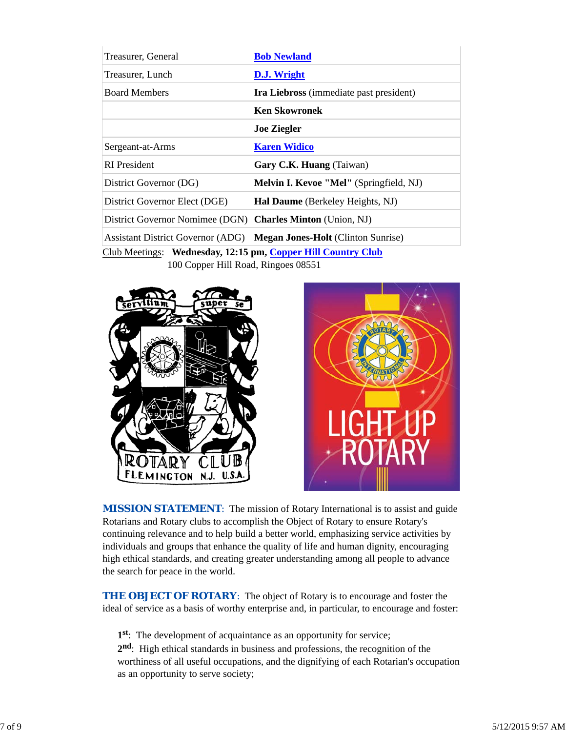| | |
|---|---|
| Treasurer, General | **Bob Newland** |
| Treasurer, Lunch | **D.J. Wright** |
| Board Members | **Ira Liebross** (immediate past president) |
| | **Ken Skowronek** |
| | **Joe Ziegler** |
| Sergeant-at-Arms | **Karen Widico** |
| RI President | **Gary C.K. Huang** (Taiwan) |
| District Governor (DG) | **Melvin I. Kevoe "Mel"** (Springfield, NJ) |
| District Governor Elect (DGE) | **Hal Daume** (Berkeley Heights, NJ) |
| District Governor Nomimee (DGN) | **Charles Minton** (Union, NJ) |
| Assistant District Governor (ADG) | **Megan Jones-Holt** (Clinton Sunrise) |

Club Meetings: **Wednesday, 12:15 pm, Copper Hill Country Club**
100 Copper Hill Road, Ringoes 08551

**MISSION STATEMENT**: The mission of Rotary International is to assist and guide Rotarians and Rotary clubs to accomplish the Object of Rotary to ensure Rotary's continuing relevance and to help build a better world, emphasizing service activities by individuals and groups that enhance the quality of life and human dignity, encouraging high ethical standards, and creating greater understanding among all people to advance the search for peace in the world.

**THE OBJECT OF ROTARY**: The object of Rotary is to encourage and foster the ideal of service as a basis of worthy enterprise and, in particular, to encourage and foster:

**1st**: The development of acquaintance as an opportunity for service;
**2nd**: High ethical standards in business and professions, the recognition of the worthiness of all useful occupations, and the dignifying of each Rotarian's occupation as an opportunity to serve society;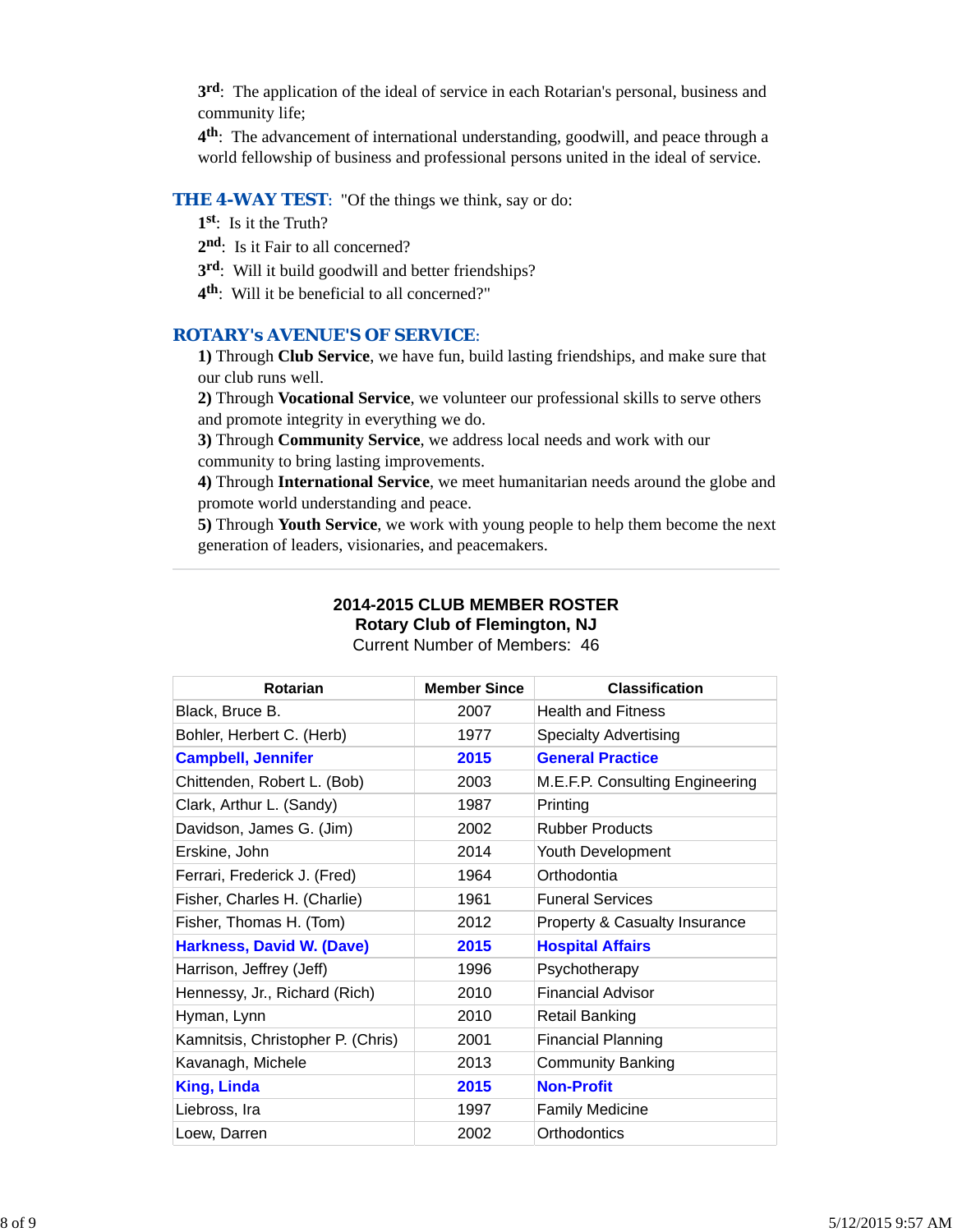**3rd**: The application of the ideal of service in each Rotarian's personal, business and community life;

**4th**: The advancement of international understanding, goodwill, and peace through a world fellowship of business and professional persons united in the ideal of service.

**THE 4-WAY TEST**: "Of the things we think, say or do:

**1st**: Is it the Truth?

**2nd**: Is it Fair to all concerned?

**3rd**: Will it build goodwill and better friendships?

**4th**: Will it be beneficial to all concerned?"

**ROTARY's AVENUE'S OF SERVICE**:

**1)** Through **Club Service**, we have fun, build lasting friendships, and make sure that our club runs well.

**2)** Through **Vocational Service**, we volunteer our professional skills to serve others and promote integrity in everything we do.

**3)** Through **Community Service**, we address local needs and work with our community to bring lasting improvements.

**4)** Through **International Service**, we meet humanitarian needs around the globe and promote world understanding and peace.

**5)** Through **Youth Service**, we work with young people to help them become the next generation of leaders, visionaries, and peacemakers.

---

**2014-2015 CLUB MEMBER ROSTER**
**Rotary Club of Flemington, NJ**
Current Number of Members: 46

| Rotarian | Member Since | Classification |
|---|---|---|
| Black, Bruce B. | 2007 | Health and Fitness |
| Bohler, Herbert C. (Herb) | 1977 | Specialty Advertising |
| **Campbell, Jennifer** | **2015** | **General Practice** |
| Chittenden, Robert L. (Bob) | 2003 | M.E.F.P. Consulting Engineering |
| Clark, Arthur L. (Sandy) | 1987 | Printing |
| Davidson, James G. (Jim) | 2002 | Rubber Products |
| Erskine, John | 2014 | Youth Development |
| Ferrari, Frederick J. (Fred) | 1964 | Orthodontia |
| Fisher, Charles H. (Charlie) | 1961 | Funeral Services |
| Fisher, Thomas H. (Tom) | 2012 | Property & Casualty Insurance |
| **Harkness, David W. (Dave)** | **2015** | **Hospital Affairs** |
| Harrison, Jeffrey (Jeff) | 1996 | Psychotherapy |
| Hennessy, Jr., Richard (Rich) | 2010 | Financial Advisor |
| Hyman, Lynn | 2010 | Retail Banking |
| Kamnitsis, Christopher P. (Chris) | 2001 | Financial Planning |
| Kavanagh, Michele | 2013 | Community Banking |
| **King, Linda** | **2015** | **Non-Profit** |
| Liebross, Ira | 1997 | Family Medicine |
| Loew, Darren | 2002 | Orthodontics |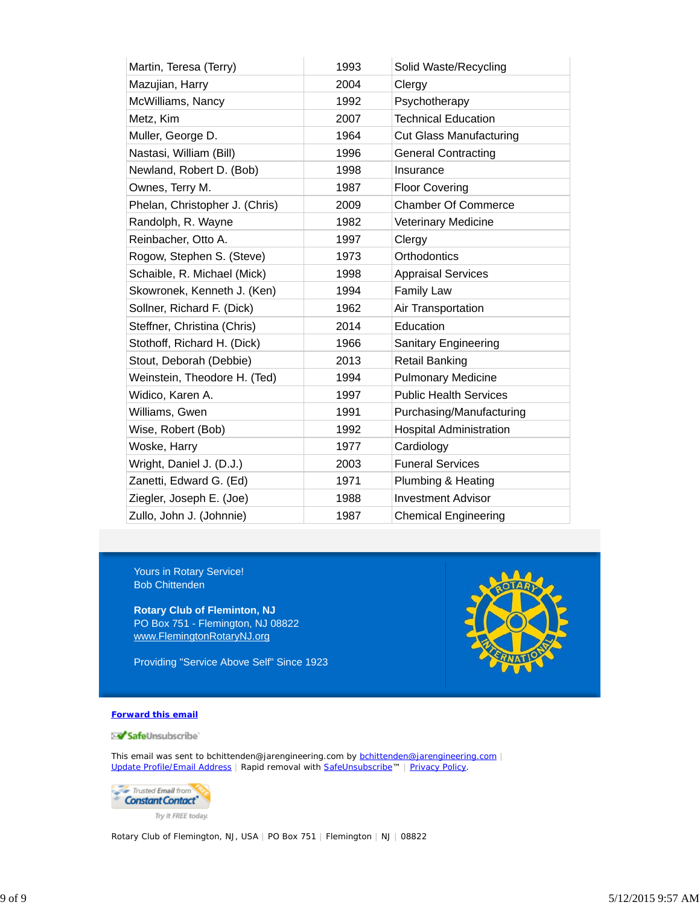| | | |
|---|---|---|
| Martin, Teresa (Terry) | 1993 | Solid Waste/Recycling |
| Mazujian, Harry | 2004 | Clergy |
| McWilliams, Nancy | 1992 | Psychotherapy |
| Metz, Kim | 2007 | Technical Education |
| Muller, George D. | 1964 | Cut Glass Manufacturing |
| Nastasi, William (Bill) | 1996 | General Contracting |
| Newland, Robert D. (Bob) | 1998 | Insurance |
| Ownes, Terry M. | 1987 | Floor Covering |
| Phelan, Christopher J. (Chris) | 2009 | Chamber Of Commerce |
| Randolph, R. Wayne | 1982 | Veterinary Medicine |
| Reinbacher, Otto A. | 1997 | Clergy |
| Rogow, Stephen S. (Steve) | 1973 | Orthodontics |
| Schaible, R. Michael (Mick) | 1998 | Appraisal Services |
| Skowronek, Kenneth J. (Ken) | 1994 | Family Law |
| Sollner, Richard F. (Dick) | 1962 | Air Transportation |
| Steffner, Christina (Chris) | 2014 | Education |
| Stothoff, Richard H. (Dick) | 1966 | Sanitary Engineering |
| Stout, Deborah (Debbie) | 2013 | Retail Banking |
| Weinstein, Theodore H. (Ted) | 1994 | Pulmonary Medicine |
| Widico, Karen A. | 1997 | Public Health Services |
| Williams, Gwen | 1991 | Purchasing/Manufacturing |
| Wise, Robert (Bob) | 1992 | Hospital Administration |
| Woske, Harry | 1977 | Cardiology |
| Wright, Daniel J. (D.J.) | 2003 | Funeral Services |
| Zanetti, Edward G. (Ed) | 1971 | Plumbing & Heating |
| Ziegler, Joseph E. (Joe) | 1988 | Investment Advisor |
| Zullo, John J. (Johnnie) | 1987 | Chemical Engineering |

Yours in Rotary Service!
Bob Chittenden

**Rotary Club of Flemington, NJ**
PO Box 751 - Flemington, NJ 08822
www.FlemingtonRotaryNJ.org

Providing "Service Above Self" Since 1923

**Forward this email**

SafeUnsubscribe

This email was sent to bchittenden@jarengineering.com by bchittenden@jarengineering.com | Update Profile/Email Address | Rapid removal with SafeUnsubscribe™ | Privacy Policy.

Trusted Email from Constant Contact
Try it FREE today.

Rotary Club of Flemington, NJ, USA | PO Box 751 | Flemington | NJ | 08822